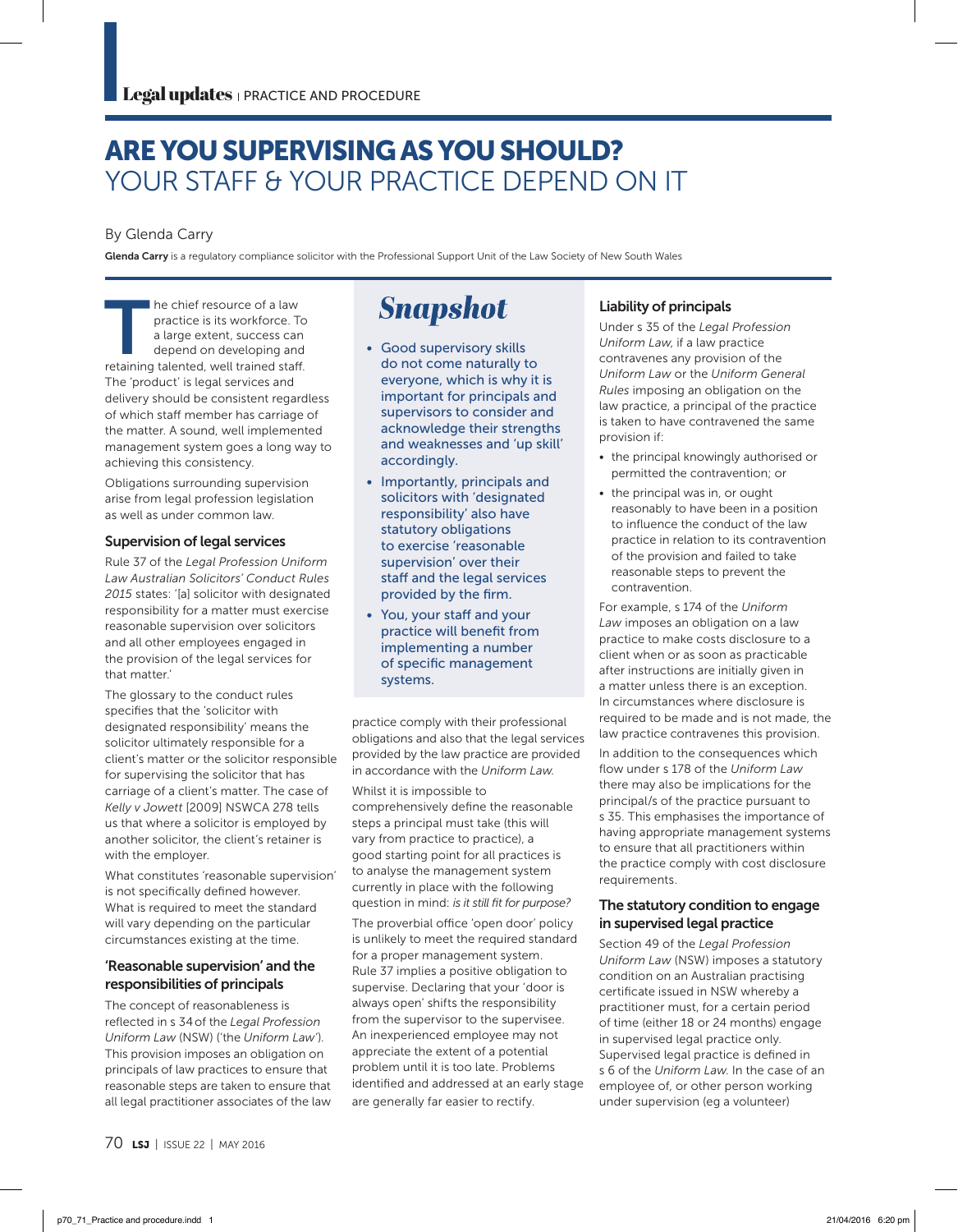# ARE YOU SUPERVISING AS YOU SHOULD? YOUR STAFF & YOUR PRACTICE DEPEND ON IT

By Glenda Carry

**Glenda Carry** is a regulatory compliance solicitor with the Professional Support Unit of the Law Society of New South Wales

## Snapshot

- Good supervisory skills do not come naturally to everyone, which is why it is important for principals and supervisors to consider and acknowledge their strengths and weaknesses and 'up skill' accordingly.
- Importantly, principals and solicitors with 'designated responsibility' also have statutory obligations to exercise 'reasonable supervision' over their staff and the legal services provided by the firm.
- You, your staff and your practice will benefit from implementing a number of specific management systems.

The chief resource of a law practice is its workforce. To a large extent, success can depend on developing and retaining talented, well trained staff. The 'product' is legal services and delivery should be consistent regardless of which staff member has carriage of the matter. A sound, well implemented management system goes a long way to achieving this consistency.

Obligations surrounding supervision arise from legal profession legislation as well as under common law.

### Supervision of legal services

Rule 37 of the *Legal Profession Uniform Law Australian Solicitors' Conduct Rules 2015* states: '[a] solicitor with designated responsibility for a matter must exercise reasonable supervision over solicitors and all other employees engaged in the provision of the legal services for that matter.'

The glossary to the conduct rules specifies that the 'solicitor with designated responsibility' means the solicitor ultimately responsible for a client's matter or the solicitor responsible for supervising the solicitor that has carriage of a client's matter. The case of *Kelly v Jowett* [2009] NSWCA 278 tells us that where a solicitor is employed by another solicitor, the client's retainer is with the employer.

What constitutes 'reasonable supervision' is not specifically defined however. What is required to meet the standard will vary depending on the particular circumstances existing at the time.

### 'Reasonable supervision' and the responsibilities of principals

The concept of reasonableness is reflected in s 34 of the *Legal Profession Uniform Law* (NSW) ('the *Uniform Law*'). This provision imposes an obligation on principals of law practices to ensure that reasonable steps are taken to ensure that all legal practitioner associates of the law practice comply with their professional obligations and also that the legal services provided by the law practice are provided in accordance with the *Uniform Law*.

Whilst it is impossible to comprehensively define the reasonable steps a principal must take (this will vary from practice to practice), a good starting point for all practices is to analyse the management system currently in place with the following question in mind: *is it still fit for purpose?*

The proverbial office 'open door' policy is unlikely to meet the required standard for a proper management system. Rule 37 implies a positive obligation to supervise. Declaring that your 'door is always open' shifts the responsibility from the supervisor to the supervisee. An inexperienced employee may not appreciate the extent of a potential problem until it is too late. Problems identified and addressed at an early stage are generally far easier to rectify.

### Liability of principals

Under s 35 of the *Legal Profession Uniform Law*, if a law practice contravenes any provision of the *Uniform Law* or the *Uniform General Rules* imposing an obligation on the law practice, a principal of the practice is taken to have contravened the same provision if:

- the principal knowingly authorised or permitted the contravention; or
- the principal was in, or ought reasonably to have been in a position to influence the conduct of the law practice in relation to its contravention of the provision and failed to take reasonable steps to prevent the contravention.

For example, s 174 of the *Uniform Law* imposes an obligation on a law practice to make costs disclosure to a client when or as soon as practicable after instructions are initially given in a matter unless there is an exception. In circumstances where disclosure is required to be made and is not made, the law practice contravenes this provision.

In addition to the consequences which flow under s 178 of the *Uniform Law* there may also be implications for the principal/s of the practice pursuant to s 35. This emphasises the importance of having appropriate management systems to ensure that all practitioners within the practice comply with cost disclosure requirements.

### The statutory condition to engage in supervised legal practice

Section 49 of the *Legal Profession Uniform Law* (NSW) imposes a statutory condition on an Australian practising certificate issued in NSW whereby a practitioner must, for a certain period of time (either 18 or 24 months) engage in supervised legal practice only. Supervised legal practice is defined in s 6 of the *Uniform Law*. In the case of an employee of, or other person working under supervision (eg a volunteer)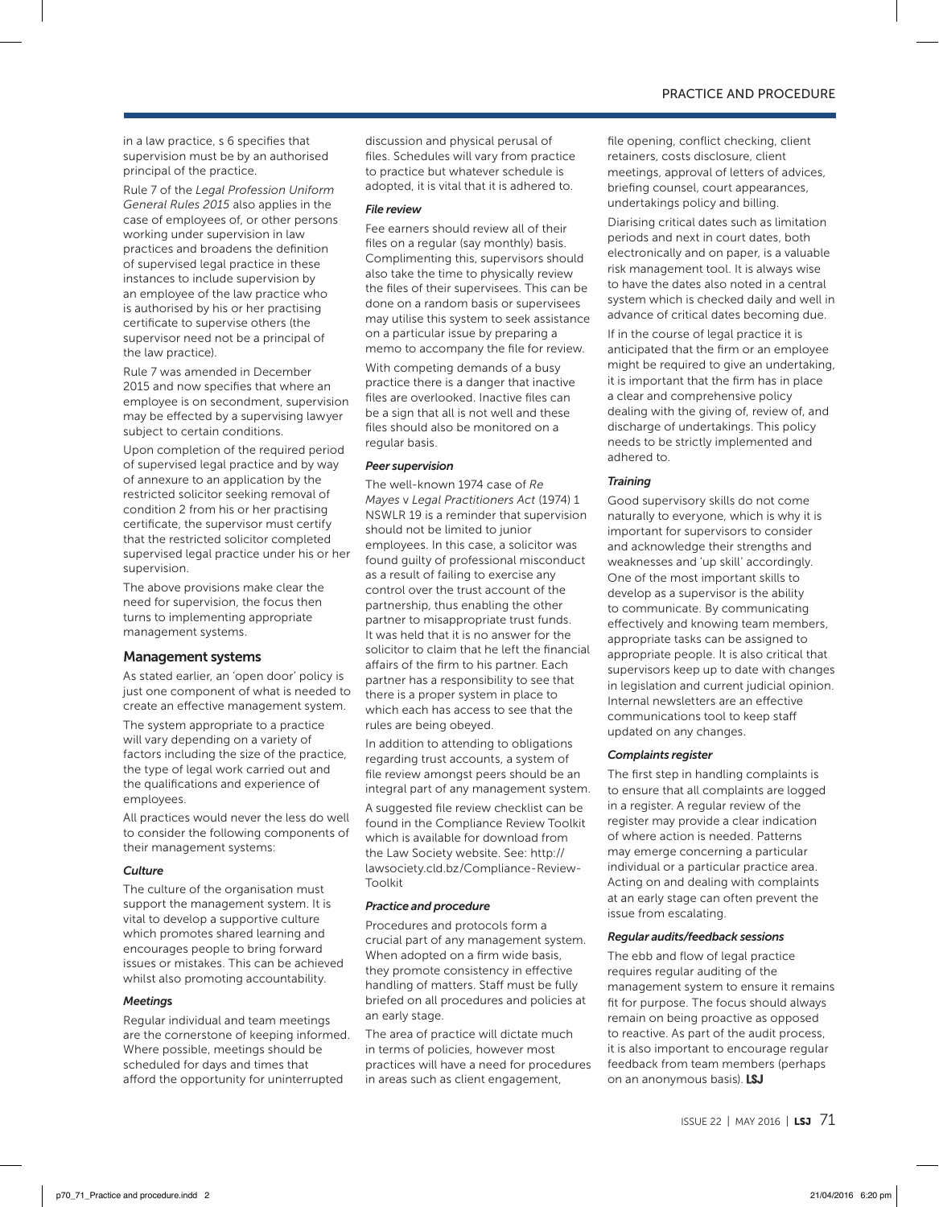in a law practice, s 6 specifies that supervision must be by an authorised principal of the practice.

Rule 7 of the *Legal Profession Uniform General Rules 2015* also applies in the case of employees of, or other persons working under supervision in law practices and broadens the definition of supervised legal practice in these instances to include supervision by an employee of the law practice who is authorised by his or her practising certificate to supervise others (the supervisor need not be a principal of the law practice).

Rule 7 was amended in December 2015 and now specifies that where an employee is on secondment, supervision may be effected by a supervising lawyer subject to certain conditions.

Upon completion of the required period of supervised legal practice and by way of annexure to an application by the restricted solicitor seeking removal of condition 2 from his or her practising certificate, the supervisor must certify that the restricted solicitor completed supervised legal practice under his or her supervision.

The above provisions make clear the need for supervision, the focus then turns to implementing appropriate management systems.

## Management systems

As stated earlier, an 'open door' policy is just one component of what is needed to create an effective management system.

The system appropriate to a practice will vary depending on a variety of factors including the size of the practice, the type of legal work carried out and the qualifications and experience of employees.

All practices would never the less do well to consider the following components of their management systems:

### *Culture*

The culture of the organisation must support the management system. It is vital to develop a supportive culture which promotes shared learning and encourages people to bring forward issues or mistakes. This can be achieved whilst also promoting accountability.

### *Meetings*

Regular individual and team meetings are the cornerstone of keeping informed. Where possible, meetings should be scheduled for days and times that afford the opportunity for uninterrupted discussion and physical perusal of files. Schedules will vary from practice to practice but whatever schedule is adopted, it is vital that it is adhered to.

### *File review*

Fee earners should review all of their files on a regular (say monthly) basis. Complimenting this, supervisors should also take the time to physically review the files of their supervisees. This can be done on a random basis or supervisees may utilise this system to seek assistance on a particular issue by preparing a memo to accompany the file for review.

With competing demands of a busy practice there is a danger that inactive files are overlooked. Inactive files can be a sign that all is not well and these files should also be monitored on a regular basis.

### *Peer supervision*

The well-known 1974 case of *Re Mayes v Legal Practitioners Act* (1974) 1 NSWLR 19 is a reminder that supervision should not be limited to junior employees. In this case, a solicitor was found guilty of professional misconduct as a result of failing to exercise any control over the trust account of the partnership, thus enabling the other partner to misappropriate trust funds. It was held that it is no answer for the solicitor to claim that he left the financial affairs of the firm to his partner. Each partner has a responsibility to see that there is a proper system in place to which each has access to see that the rules are being obeyed.

In addition to attending to obligations regarding trust accounts, a system of file review amongst peers should be an integral part of any management system.

A suggested file review checklist can be found in the Compliance Review Toolkit which is available for download from the Law Society website. See: http://lawsociety.cld.bz/Compliance-Review-Toolkit

### *Practice and procedure*

Procedures and protocols form a crucial part of any management system. When adopted on a firm wide basis, they promote consistency in effective handling of matters. Staff must be fully briefed on all procedures and policies at an early stage.

The area of practice will dictate much in terms of policies, however most practices will have a need for procedures in areas such as client engagement, file opening, conflict checking, client retainers, costs disclosure, client meetings, approval of letters of advices, briefing counsel, court appearances, undertakings policy and billing.

Diarising critical dates such as limitation periods and next in court dates, both electronically and on paper, is a valuable risk management tool. It is always wise to have the dates also noted in a central system which is checked daily and well in advance of critical dates becoming due.

If in the course of legal practice it is anticipated that the firm or an employee might be required to give an undertaking, it is important that the firm has in place a clear and comprehensive policy dealing with the giving of, review of, and discharge of undertakings. This policy needs to be strictly implemented and adhered to.

### *Training*

Good supervisory skills do not come naturally to everyone, which is why it is important for supervisors to consider and acknowledge their strengths and weaknesses and 'up skill' accordingly. One of the most important skills to develop as a supervisor is the ability to communicate. By communicating effectively and knowing team members, appropriate tasks can be assigned to appropriate people. It is also critical that supervisors keep up to date with changes in legislation and current judicial opinion. Internal newsletters are an effective communications tool to keep staff updated on any changes.

### *Complaints register*

The first step in handling complaints is to ensure that all complaints are logged in a register. A regular review of the register may provide a clear indication of where action is needed. Patterns may emerge concerning a particular individual or a particular practice area. Acting on and dealing with complaints at an early stage can often prevent the issue from escalating.

### *Regular audits/feedback sessions*

The ebb and flow of legal practice requires regular auditing of the management system to ensure it remains fit for purpose. The focus should always remain on being proactive as opposed to reactive. As part of the audit process, it is also important to encourage regular feedback from team members (perhaps on an anonymous basis). **LSJ**